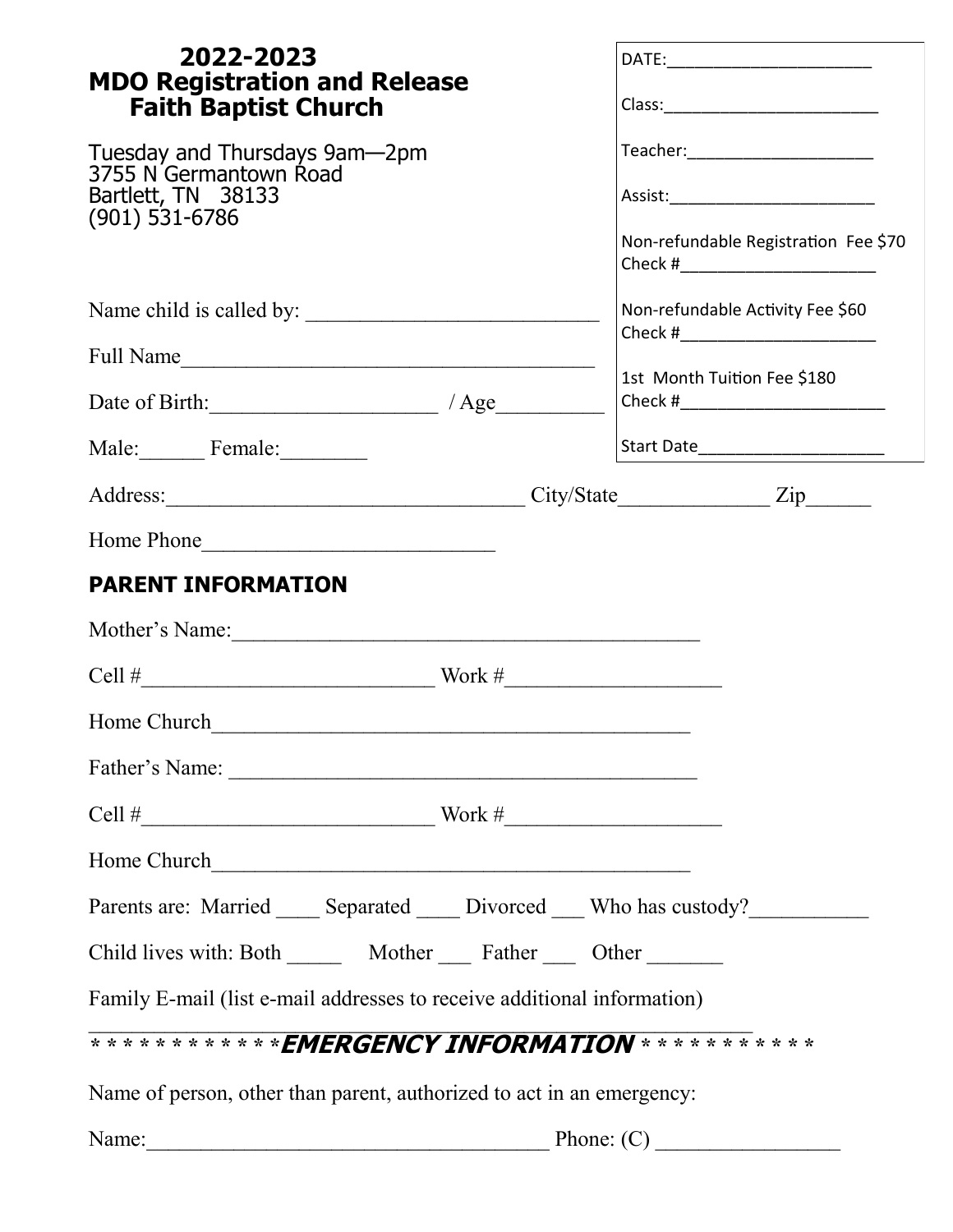# 2022-2023
# MDO Registration and Release
# Faith Baptist Church

Tuesday and Thursdays 9am—2pm
3755 N Germantown Road
Bartlett, TN 38133
(901) 531-6786

DATE:______________________

Class:______________________

Teacher:____________________

Assist:______________________

Non-refundable Registration Fee $70
Check #_____________________

Non-refundable Activity Fee $60
Check #_____________________

1st Month Tuition Fee $180
Check #______________________

Start Date___________________

Name child is called by: ___________________________

Full Name______________________________________

Date of Birth:_____________________ / Age__________

Male:______ Female:________

Address:_________________________________ City/State______________ Zip______

Home Phone___________________________

**PARENT INFORMATION**

Mother's Name:____________________________________________

Cell #___________________________ Work #____________________

Home Church____________________________________________

Father's Name: ____________________________________________

Cell #___________________________ Work #____________________

Home Church____________________________________________

Parents are: Married ____ Separated ____ Divorced ___ Who has custody?___________

Child lives with: Both _____ Mother ___ Father ___ Other _______

Family E-mail (list e-mail addresses to receive additional information)
______________________________________________________________

* * * * * * * * * * * * ***EMERGENCY INFORMATION*** * * * * * * * * * * *

Name of person, other than parent, authorized to act in an emergency:

Name:_____________________________________ Phone: (C) _________________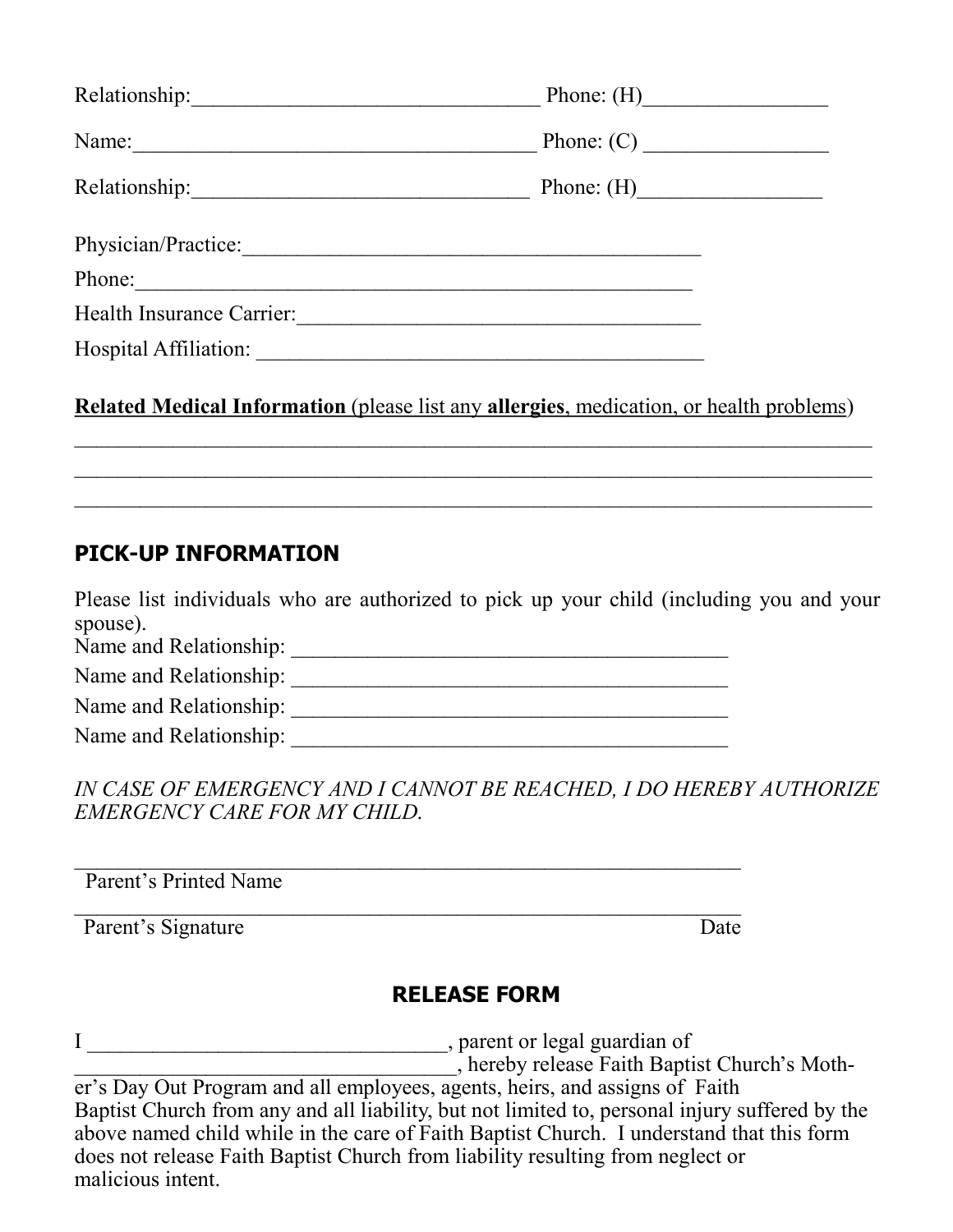Relationship:_______________________________ Phone: (H)________________

Name:____________________________________ Phone: (C) ________________

Relationship:_______________________________ Phone: (H)________________

Physician/Practice:__________________________________________

Phone:_____________________________________________________

Health Insurance Carrier:_____________________________________

Hospital Affiliation: _________________________________________

**Related Medical Information** (please list any **allergies**, medication, or health problems)

___________________________________________________________________________

___________________________________________________________________________

___________________________________________________________________________

## PICK-UP INFORMATION

Please list individuals who are authorized to pick up your child (including you and your spouse).

Name and Relationship: ________________________________________

Name and Relationship: ________________________________________

Name and Relationship: ________________________________________

Name and Relationship: ________________________________________

*IN CASE OF EMERGENCY AND I CANNOT BE REACHED, I DO HEREBY AUTHORIZE EMERGENCY CARE FOR MY CHILD.*

_____________________________________________________________
Parent's Printed Name

_____________________________________________________________
Parent's Signature Date

## RELEASE FORM

I ________________________________, parent or legal guardian of __________________________________, hereby release Faith Baptist Church's Mother's Day Out Program and all employees, agents, heirs, and assigns of Faith Baptist Church from any and all liability, but not limited to, personal injury suffered by the above named child while in the care of Faith Baptist Church. I understand that this form does not release Faith Baptist Church from liability resulting from neglect or malicious intent.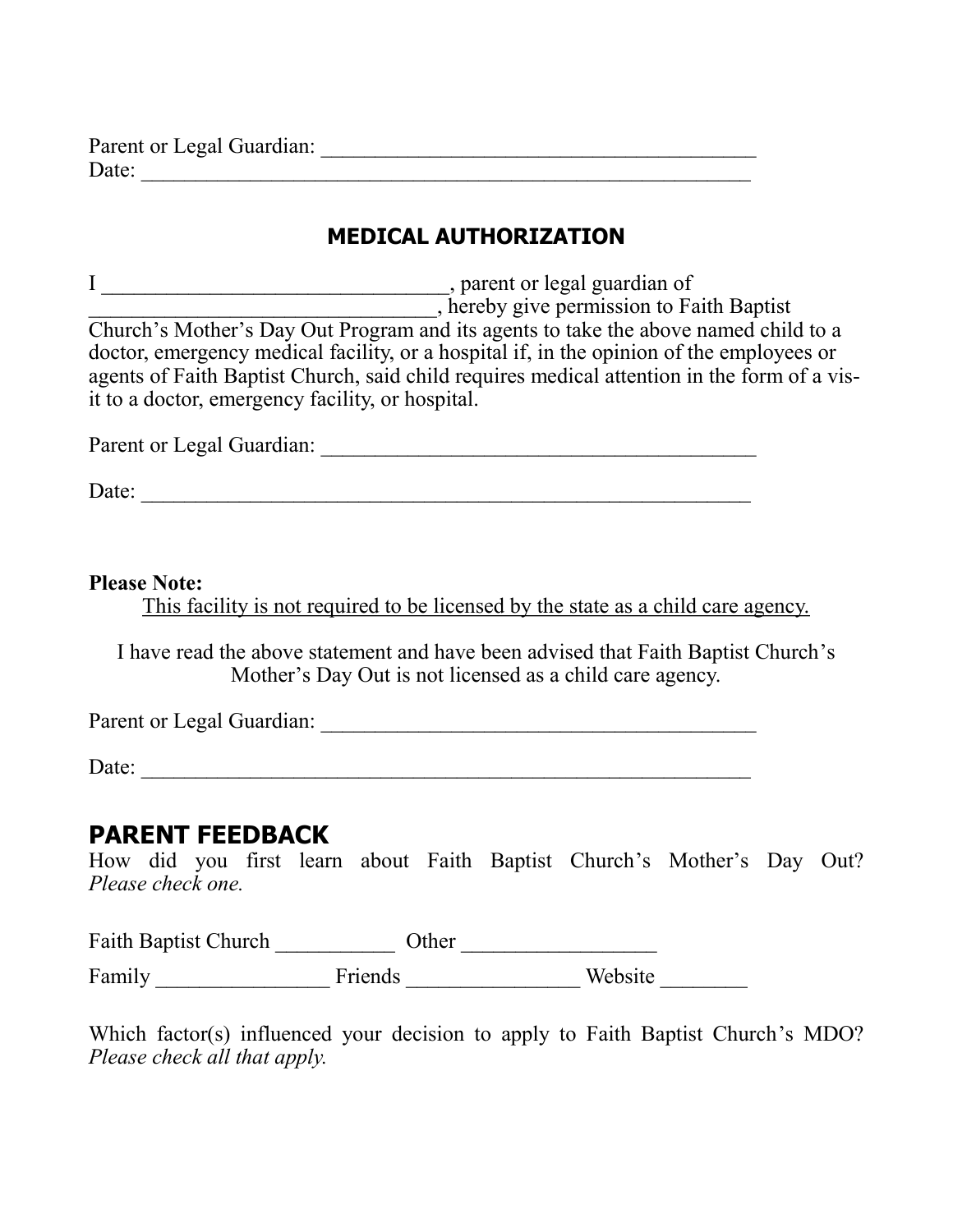Parent or Legal Guardian: ________________________________________
Date: ________________________________________________________

## MEDICAL AUTHORIZATION

I _______________________________, parent or legal guardian of _______________________________, hereby give permission to Faith Baptist Church's Mother's Day Out Program and its agents to take the above named child to a doctor, emergency medical facility, or a hospital if, in the opinion of the employees or agents of Faith Baptist Church, said child requires medical attention in the form of a visit to a doctor, emergency facility, or hospital.

Parent or Legal Guardian: ________________________________________

Date: ________________________________________________________

**Please Note:**

<u>This facility is not required to be licensed by the state as a child care agency.</u>

I have read the above statement and have been advised that Faith Baptist Church's Mother's Day Out is not licensed as a child care agency.

Parent or Legal Guardian: ________________________________________

Date: ________________________________________________________

## PARENT FEEDBACK

How did you first learn about Faith Baptist Church's Mother's Day Out? *Please check one.*

Faith Baptist Church ___________ Other _________________

Family ________________ Friends ________________ Website ________

Which factor(s) influenced your decision to apply to Faith Baptist Church's MDO? *Please check all that apply.*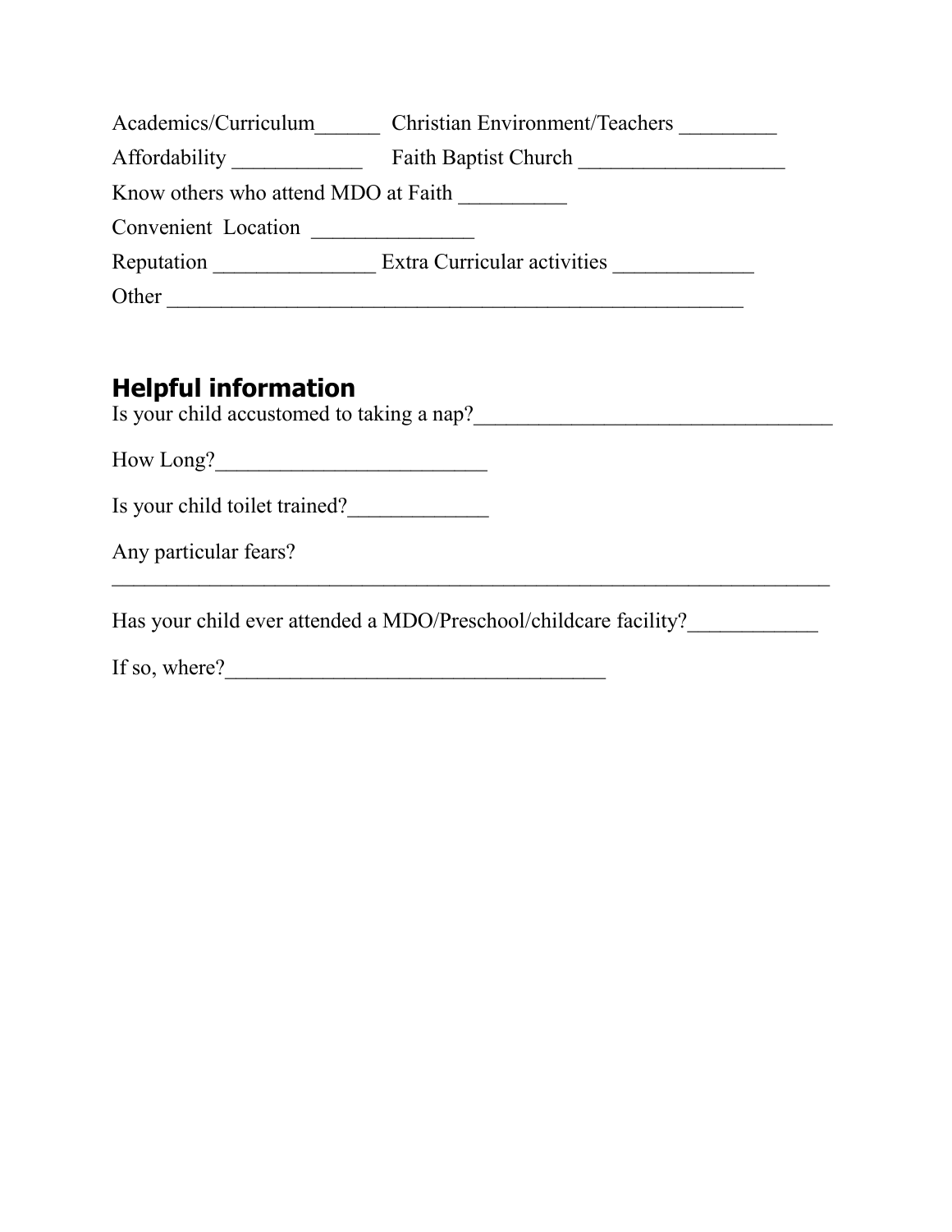Academics/Curriculum______ Christian Environment/Teachers _________

Affordability ____________ Faith Baptist Church ___________________

Know others who attend MDO at Faith __________

Convenient Location _______________

Reputation _______________ Extra Curricular activities _____________

Other ______________________________________________________

## Helpful information

Is your child accustomed to taking a nap?_________________________________

How Long?_________________________

Is your child toilet trained?_____________

Any particular fears?

_____________________________________________________________________

Has your child ever attended a MDO/Preschool/childcare facility?____________

If so, where?___________________________________